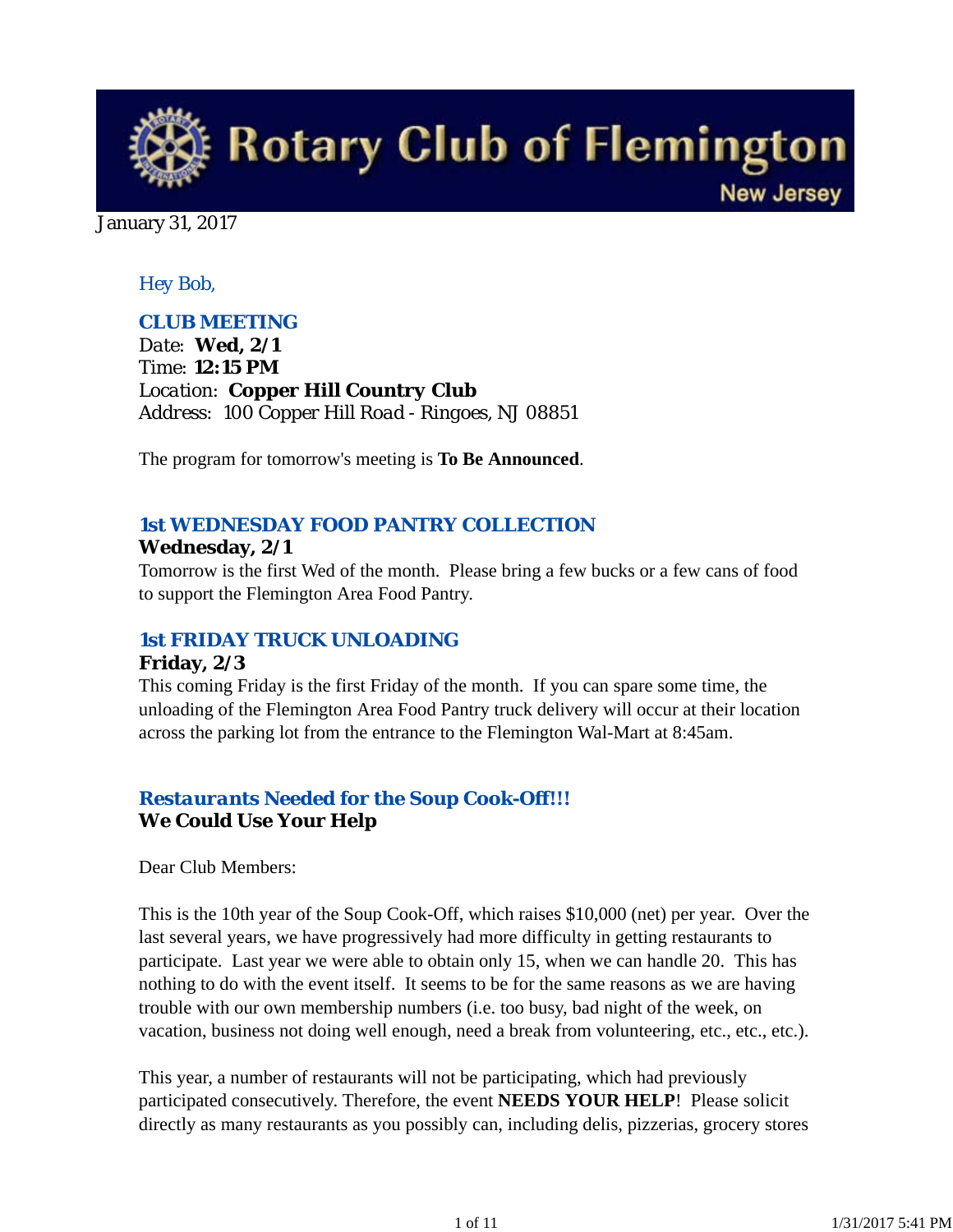# Rotary Club of Flemington

New Jersey

January 31, 2017

*Hey Bob,*

### CLUB MEETING

Date: **Wed, 2/1**
Time: **12:15 PM**
Location: **Copper Hill Country Club**
Address: 100 Copper Hill Road - Ringoes, NJ 08851

The program for tomorrow's meeting is **To Be Announced**.

### 1st WEDNESDAY FOOD PANTRY COLLECTION

**Wednesday, 2/1**
Tomorrow is the first Wed of the month. Please bring a few bucks or a few cans of food to support the Flemington Area Food Pantry.

### 1st FRIDAY TRUCK UNLOADING

**Friday, 2/3**
This coming Friday is the first Friday of the month. If you can spare some time, the unloading of the Flemington Area Food Pantry truck delivery will occur at their location across the parking lot from the entrance to the Flemington Wal-Mart at 8:45am.

### *Restaurants Needed for the Soup Cook-Off!!!*

**We Could Use Your Help**

Dear Club Members:

This is the 10th year of the Soup Cook-Off, which raises $10,000 (net) per year. Over the last several years, we have progressively had more difficulty in getting restaurants to participate. Last year we were able to obtain only 15, when we can handle 20. This has nothing to do with the event itself. It seems to be for the same reasons as we are having trouble with our own membership numbers (i.e. too busy, bad night of the week, on vacation, business not doing well enough, need a break from volunteering, etc., etc., etc.).

This year, a number of restaurants will not be participating, which had previously participated consecutively. Therefore, the event **NEEDS YOUR HELP**! Please solicit directly as many restaurants as you possibly can, including delis, pizzerias, grocery stores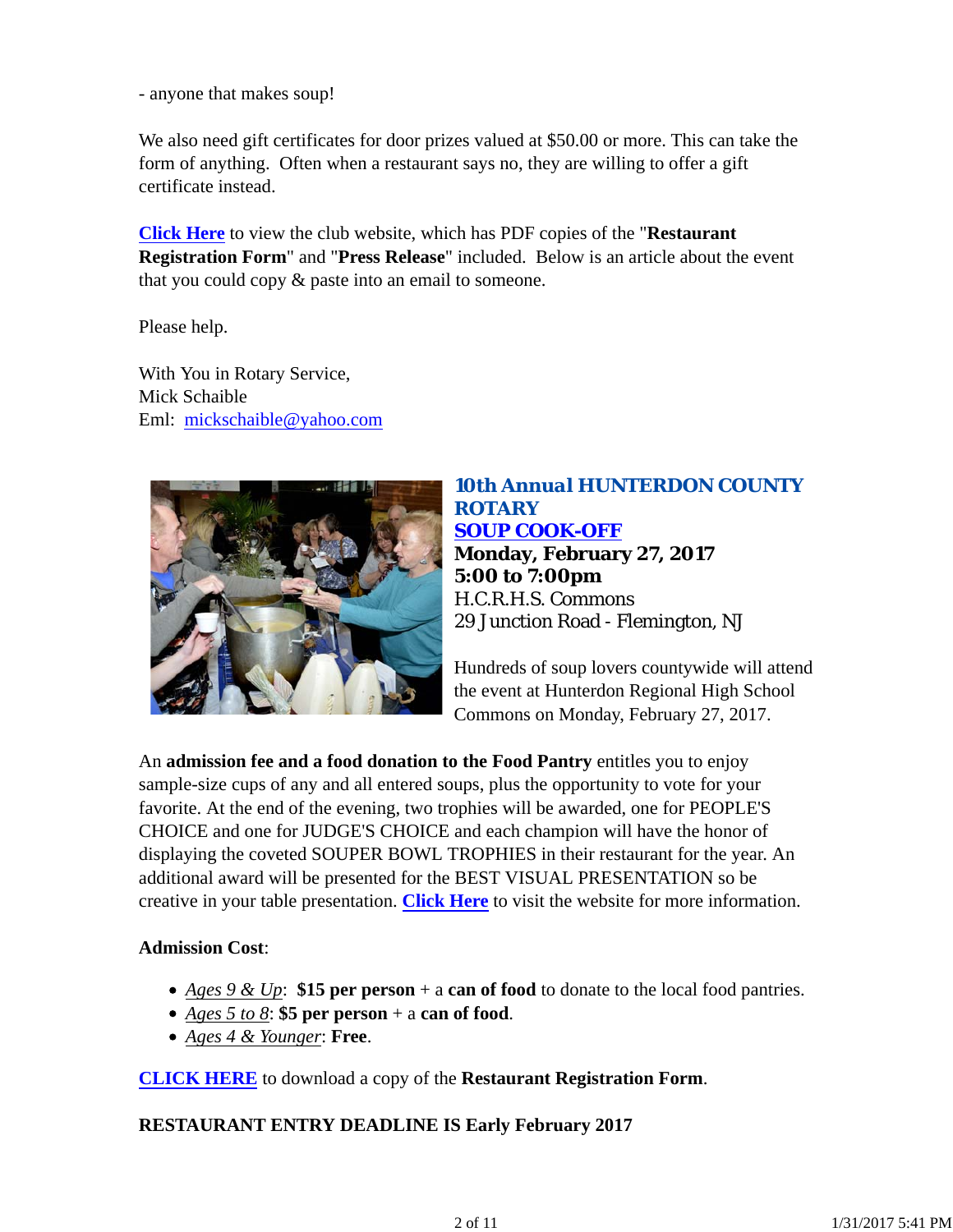- anyone that makes soup!

We also need gift certificates for door prizes valued at $50.00 or more. This can take the form of anything. Often when a restaurant says no, they are willing to offer a gift certificate instead.

**Click Here** to view the club website, which has PDF copies of the "**Restaurant Registration Form**" and "**Press Release**" included. Below is an article about the event that you could copy & paste into an email to someone.

Please help.

With You in Rotary Service,
Mick Schaible
Eml: mickschaible@yahoo.com

### 10th Annual HUNTERDON COUNTY ROTARY SOUP COOK-OFF

**Monday, February 27, 2017**
**5:00 to 7:00pm**
H.C.R.H.S. Commons
29 Junction Road - Flemington, NJ

Hundreds of soup lovers countywide will attend the event at Hunterdon Regional High School Commons on Monday, February 27, 2017.

An **admission fee and a food donation to the Food Pantry** entitles you to enjoy sample-size cups of any and all entered soups, plus the opportunity to vote for your favorite. At the end of the evening, two trophies will be awarded, one for PEOPLE'S CHOICE and one for JUDGE'S CHOICE and each champion will have the honor of displaying the coveted SOUPER BOWL TROPHIES in their restaurant for the year. An additional award will be presented for the BEST VISUAL PRESENTATION so be creative in your table presentation. **Click Here** to visit the website for more information.

**Admission Cost**:

- *Ages 9 & Up*: **$15 per person** + a **can of food** to donate to the local food pantries.
- *Ages 5 to 8*: **$5 per person** + a **can of food**.
- *Ages 4 & Younger*: **Free**.

**CLICK HERE** to download a copy of the **Restaurant Registration Form**.

**RESTAURANT ENTRY DEADLINE IS Early February 2017**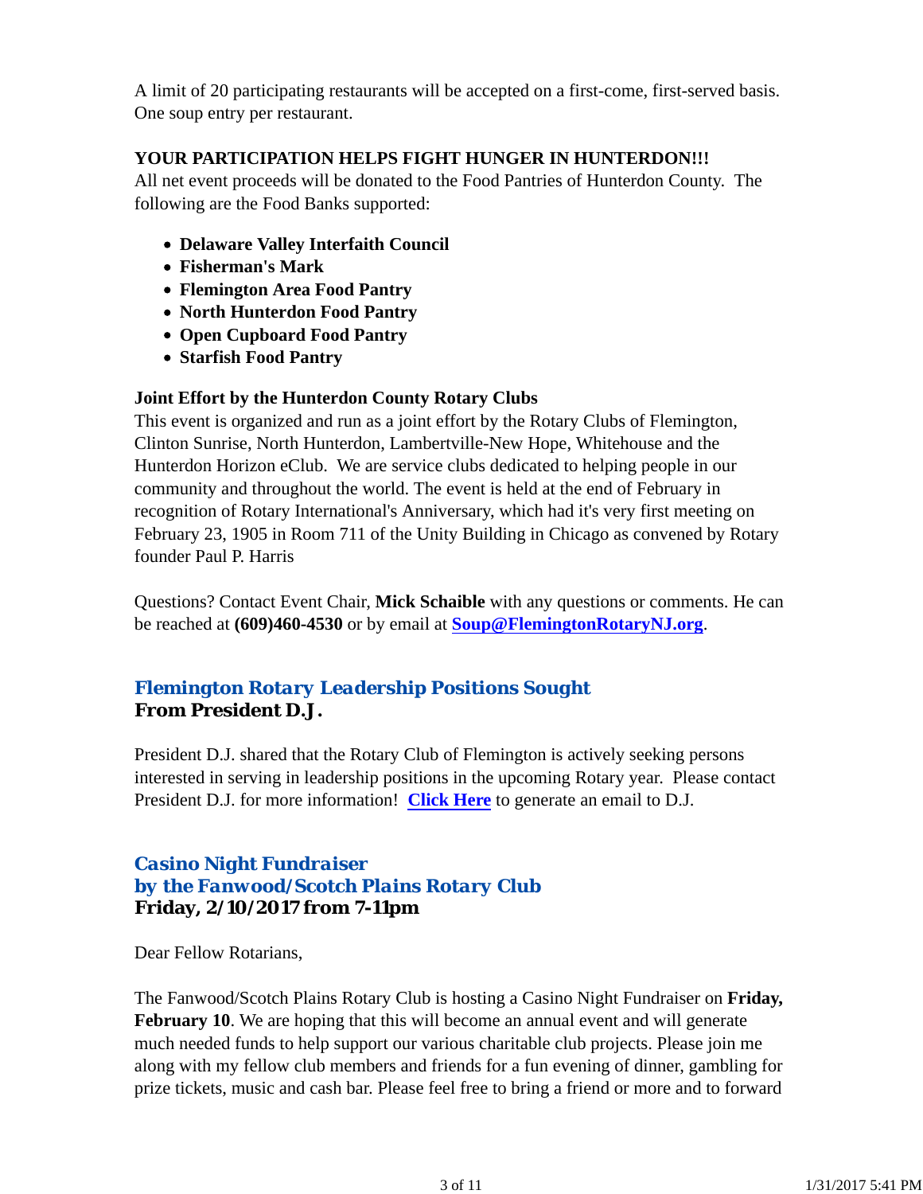A limit of 20 participating restaurants will be accepted on a first-come, first-served basis. One soup entry per restaurant.

**YOUR PARTICIPATION HELPS FIGHT HUNGER IN HUNTERDON!!!**
All net event proceeds will be donated to the Food Pantries of Hunterdon County. The following are the Food Banks supported:

- **Delaware Valley Interfaith Council**
- **Fisherman's Mark**
- **Flemington Area Food Pantry**
- **North Hunterdon Food Pantry**
- **Open Cupboard Food Pantry**
- **Starfish Food Pantry**

**Joint Effort by the Hunterdon County Rotary Clubs**
This event is organized and run as a joint effort by the Rotary Clubs of Flemington, Clinton Sunrise, North Hunterdon, Lambertville-New Hope, Whitehouse and the Hunterdon Horizon eClub. We are service clubs dedicated to helping people in our community and throughout the world. The event is held at the end of February in recognition of Rotary International's Anniversary, which had it's very first meeting on February 23, 1905 in Room 711 of the Unity Building in Chicago as convened by Rotary founder Paul P. Harris

Questions? Contact Event Chair, **Mick Schaible** with any questions or comments. He can be reached at **(609)460-4530** or by email at **Soup@FlemingtonRotaryNJ.org**.

## *Flemington Rotary Leadership Positions Sought*
**From President D.J.**

President D.J. shared that the Rotary Club of Flemington is actively seeking persons interested in serving in leadership positions in the upcoming Rotary year. Please contact President D.J. for more information! **Click Here** to generate an email to D.J.

## *Casino Night Fundraiser by the Fanwood/Scotch Plains Rotary Club*
**Friday, 2/10/2017 from 7-11pm**

Dear Fellow Rotarians,

The Fanwood/Scotch Plains Rotary Club is hosting a Casino Night Fundraiser on **Friday, February 10**. We are hoping that this will become an annual event and will generate much needed funds to help support our various charitable club projects. Please join me along with my fellow club members and friends for a fun evening of dinner, gambling for prize tickets, music and cash bar. Please feel free to bring a friend or more and to forward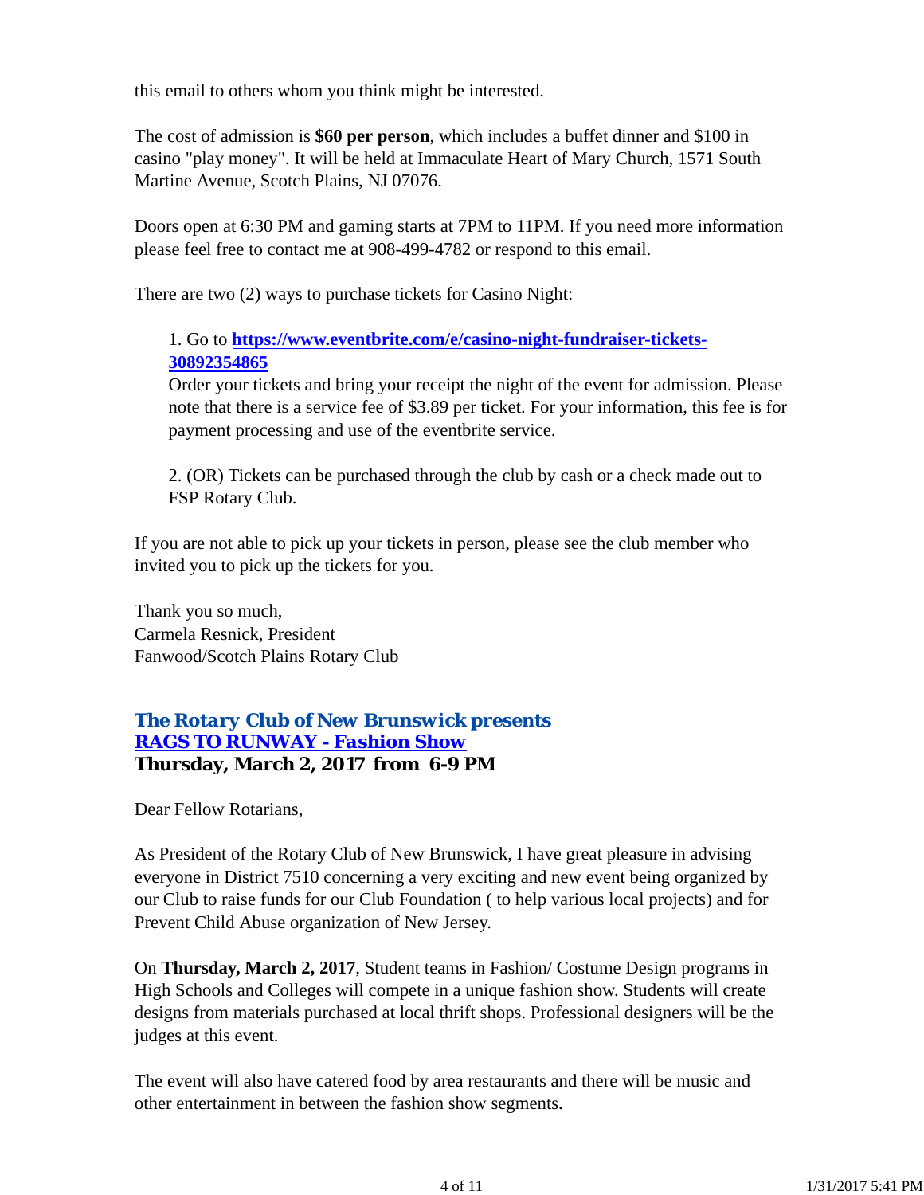this email to others whom you think might be interested.

The cost of admission is **$60 per person**, which includes a buffet dinner and $100 in casino "play money". It will be held at Immaculate Heart of Mary Church, 1571 South Martine Avenue, Scotch Plains, NJ 07076.

Doors open at 6:30 PM and gaming starts at 7PM to 11PM. If you need more information please feel free to contact me at 908-499-4782 or respond to this email.

There are two (2) ways to purchase tickets for Casino Night:

1. Go to **https://www.eventbrite.com/e/casino-night-fundraiser-tickets-30892354865**
Order your tickets and bring your receipt the night of the event for admission. Please note that there is a service fee of $3.89 per ticket. For your information, this fee is for payment processing and use of the eventbrite service.

2. (OR) Tickets can be purchased through the club by cash or a check made out to FSP Rotary Club.

If you are not able to pick up your tickets in person, please see the club member who invited you to pick up the tickets for you.

Thank you so much,
Carmela Resnick, President
Fanwood/Scotch Plains Rotary Club

### *The Rotary Club of New Brunswick presents*
### RAGS TO RUNWAY - Fashion Show
**Thursday, March 2, 2017 from 6-9 PM**

Dear Fellow Rotarians,

As President of the Rotary Club of New Brunswick, I have great pleasure in advising everyone in District 7510 concerning a very exciting and new event being organized by our Club to raise funds for our Club Foundation ( to help various local projects) and for Prevent Child Abuse organization of New Jersey.

On **Thursday, March 2, 2017**, Student teams in Fashion/ Costume Design programs in High Schools and Colleges will compete in a unique fashion show. Students will create designs from materials purchased at local thrift shops. Professional designers will be the judges at this event.

The event will also have catered food by area restaurants and there will be music and other entertainment in between the fashion show segments.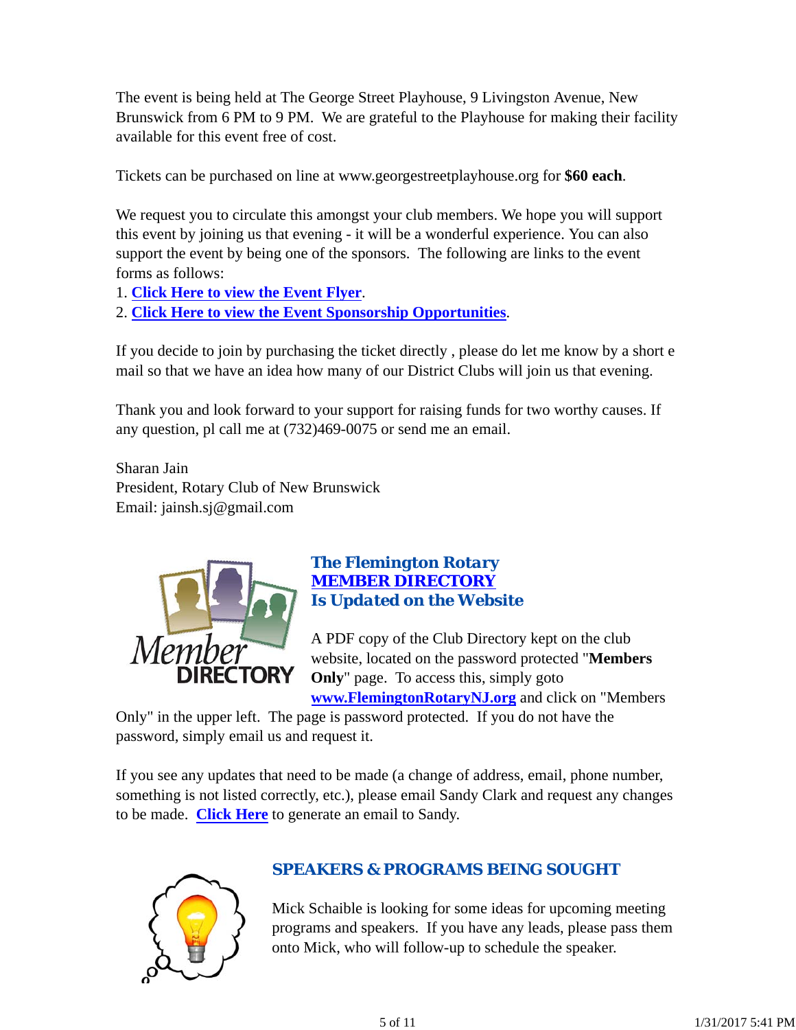The event is being held at The George Street Playhouse, 9 Livingston Avenue, New Brunswick from 6 PM to 9 PM. We are grateful to the Playhouse for making their facility available for this event free of cost.

Tickets can be purchased on line at www.georgestreetplayhouse.org for **$60 each**.

We request you to circulate this amongst your club members. We hope you will support this event by joining us that evening - it will be a wonderful experience. You can also support the event by being one of the sponsors. The following are links to the event forms as follows:

1. **Click Here to view the Event Flyer**.
2. **Click Here to view the Event Sponsorship Opportunities**.

If you decide to join by purchasing the ticket directly , please do let me know by a short e mail so that we have an idea how many of our District Clubs will join us that evening.

Thank you and look forward to your support for raising funds for two worthy causes. If any question, pl call me at (732)469-0075 or send me an email.

Sharan Jain
President, Rotary Club of New Brunswick
Email: jainsh.sj@gmail.com

## The Flemington Rotary MEMBER DIRECTORY Is Updated on the Website

A PDF copy of the Club Directory kept on the club website, located on the password protected "**Members Only**" page. To access this, simply goto **www.FlemingtonRotaryNJ.org** and click on "Members Only" in the upper left. The page is password protected. If you do not have the password, simply email us and request it.

If you see any updates that need to be made (a change of address, email, phone number, something is not listed correctly, etc.), please email Sandy Clark and request any changes to be made. **Click Here** to generate an email to Sandy.

## SPEAKERS & PROGRAMS BEING SOUGHT

Mick Schaible is looking for some ideas for upcoming meeting programs and speakers. If you have any leads, please pass them onto Mick, who will follow-up to schedule the speaker.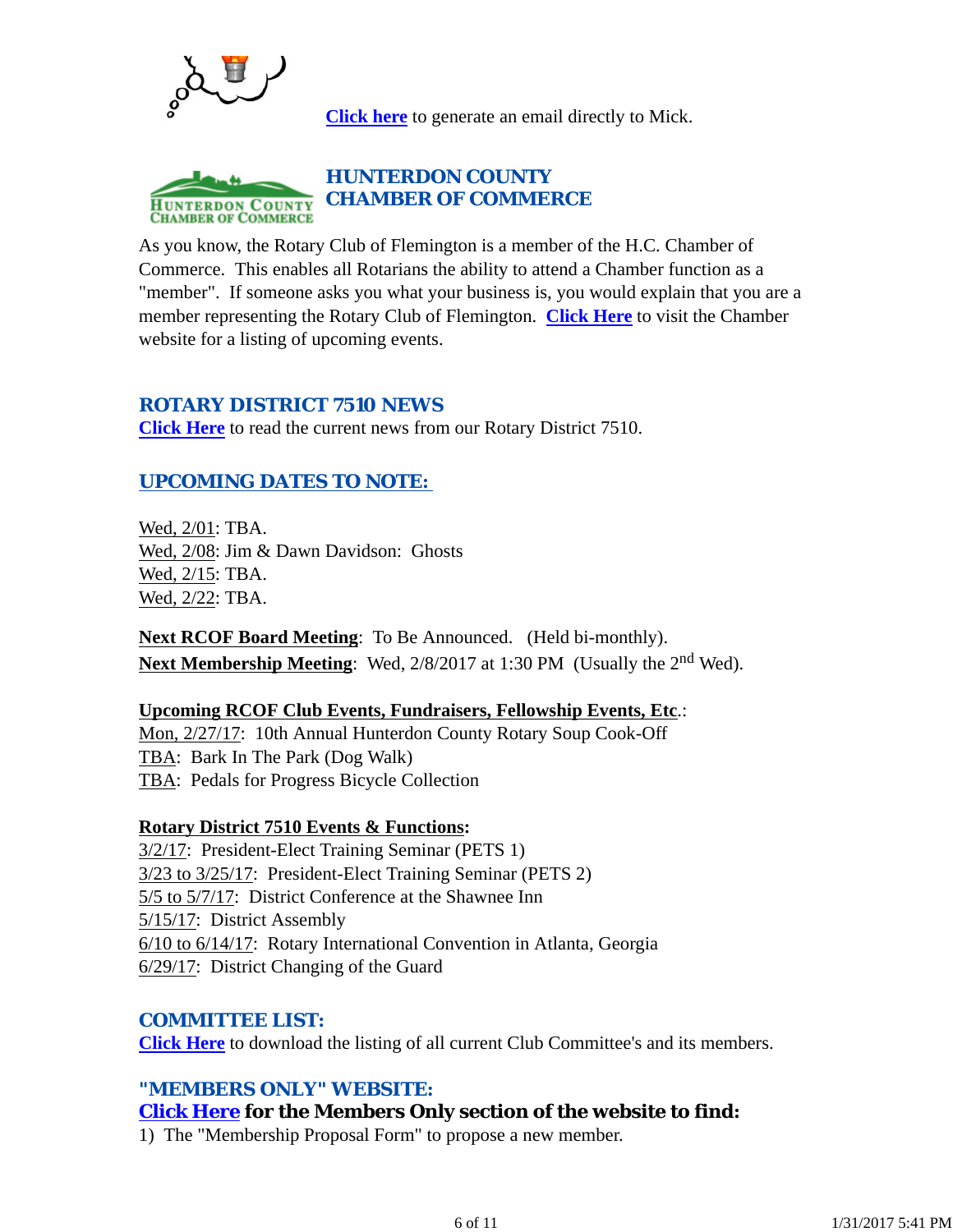**Click here** to generate an email directly to Mick.

## HUNTERDON COUNTY CHAMBER OF COMMERCE

As you know, the Rotary Club of Flemington is a member of the H.C. Chamber of Commerce. This enables all Rotarians the ability to attend a Chamber function as a "member". If someone asks you what your business is, you would explain that you are a member representing the Rotary Club of Flemington. **Click Here** to visit the Chamber website for a listing of upcoming events.

## ROTARY DISTRICT 7510 NEWS

**Click Here** to read the current news from our Rotary District 7510.

## UPCOMING DATES TO NOTE:

Wed, 2/01: TBA.
Wed, 2/08: Jim & Dawn Davidson: Ghosts
Wed, 2/15: TBA.
Wed, 2/22: TBA.

**Next RCOF Board Meeting**: To Be Announced. (Held bi-monthly).
**Next Membership Meeting**: Wed, 2/8/2017 at 1:30 PM (Usually the 2nd Wed).

**Upcoming RCOF Club Events, Fundraisers, Fellowship Events, Etc.**:
Mon, 2/27/17: 10th Annual Hunterdon County Rotary Soup Cook-Off
TBA: Bark In The Park (Dog Walk)
TBA: Pedals for Progress Bicycle Collection

**Rotary District 7510 Events & Functions:**
3/2/17: President-Elect Training Seminar (PETS 1)
3/23 to 3/25/17: President-Elect Training Seminar (PETS 2)
5/5 to 5/7/17: District Conference at the Shawnee Inn
5/15/17: District Assembly
6/10 to 6/14/17: Rotary International Convention in Atlanta, Georgia
6/29/17: District Changing of the Guard

## COMMITTEE LIST:

**Click Here** to download the listing of all current Club Committee's and its members.

## "MEMBERS ONLY" WEBSITE:

**Click Here for the Members Only section of the website to find:**

1) The "Membership Proposal Form" to propose a new member.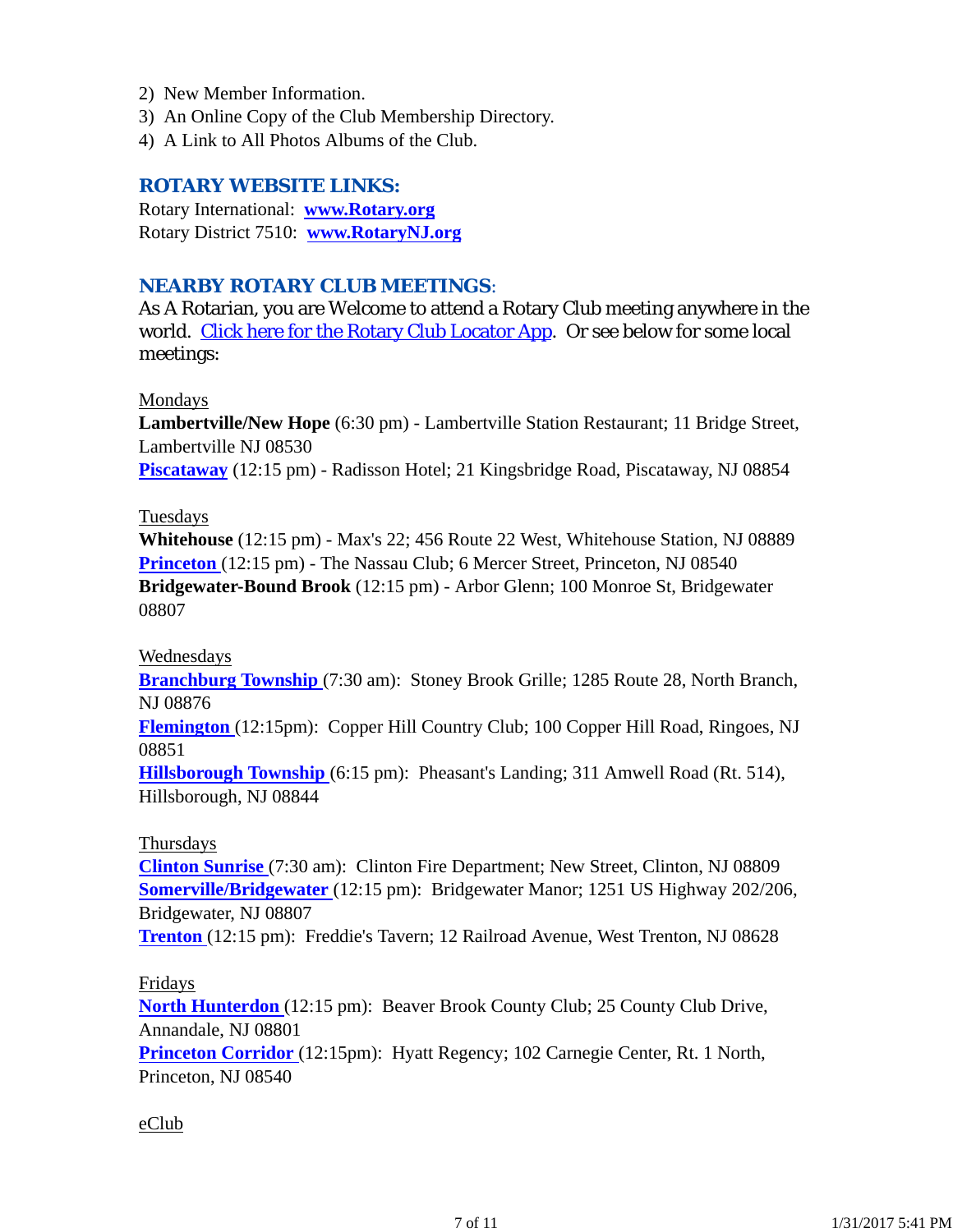2) New Member Information.
3) An Online Copy of the Club Membership Directory.
4) A Link to All Photos Albums of the Club.

## ROTARY WEBSITE LINKS:

Rotary International: **www.Rotary.org**
Rotary District 7510: **www.RotaryNJ.org**

## NEARBY ROTARY CLUB MEETINGS:

As A Rotarian, you are Welcome to attend a Rotary Club meeting anywhere in the world. Click here for the Rotary Club Locator App. Or see below for some local meetings:

Mondays

**Lambertville/New Hope** (6:30 pm) - Lambertville Station Restaurant; 11 Bridge Street, Lambertville NJ 08530
**Piscataway** (12:15 pm) - Radisson Hotel; 21 Kingsbridge Road, Piscataway, NJ 08854

Tuesdays

**Whitehouse** (12:15 pm) - Max's 22; 456 Route 22 West, Whitehouse Station, NJ 08889
**Princeton** (12:15 pm) - The Nassau Club; 6 Mercer Street, Princeton, NJ 08540
**Bridgewater-Bound Brook** (12:15 pm) - Arbor Glenn; 100 Monroe St, Bridgewater 08807

Wednesdays

**Branchburg Township** (7:30 am): Stoney Brook Grille; 1285 Route 28, North Branch, NJ 08876
**Flemington** (12:15pm): Copper Hill Country Club; 100 Copper Hill Road, Ringoes, NJ 08851
**Hillsborough Township** (6:15 pm): Pheasant's Landing; 311 Amwell Road (Rt. 514), Hillsborough, NJ 08844

Thursdays

**Clinton Sunrise** (7:30 am): Clinton Fire Department; New Street, Clinton, NJ 08809
**Somerville/Bridgewater** (12:15 pm): Bridgewater Manor; 1251 US Highway 202/206, Bridgewater, NJ 08807
**Trenton** (12:15 pm): Freddie's Tavern; 12 Railroad Avenue, West Trenton, NJ 08628

Fridays

**North Hunterdon** (12:15 pm): Beaver Brook County Club; 25 County Club Drive, Annandale, NJ 08801
**Princeton Corridor** (12:15pm): Hyatt Regency; 102 Carnegie Center, Rt. 1 North, Princeton, NJ 08540

eClub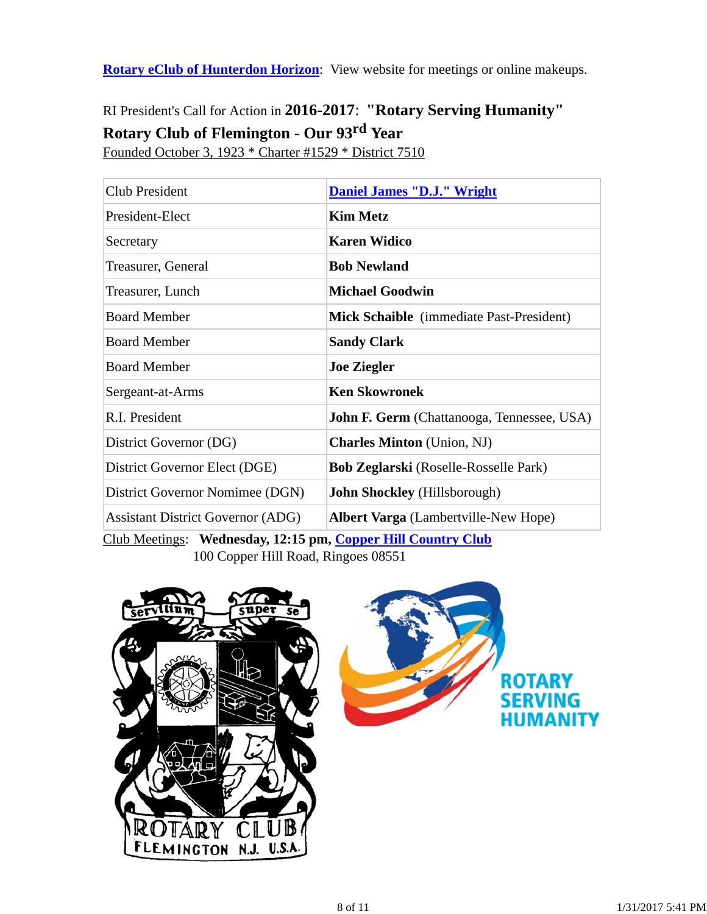**Rotary eClub of Hunterdon Horizon**: View website for meetings or online makeups.

RI President's Call for Action in **2016-2017**: **"Rotary Serving Humanity"**

**Rotary Club of Flemington - Our 93rd Year**

Founded October 3, 1923 * Charter #1529 * District 7510

| | |
|---|---|
| Club President | **Daniel James "D.J." Wright** |
| President-Elect | **Kim Metz** |
| Secretary | **Karen Widico** |
| Treasurer, General | **Bob Newland** |
| Treasurer, Lunch | **Michael Goodwin** |
| Board Member | **Mick Schaible** (immediate Past-President) |
| Board Member | **Sandy Clark** |
| Board Member | **Joe Ziegler** |
| Sergeant-at-Arms | **Ken Skowronek** |
| R.I. President | **John F. Germ** (Chattanooga, Tennessee, USA) |
| District Governor (DG) | **Charles Minton** (Union, NJ) |
| District Governor Elect (DGE) | **Bob Zeglarski** (Roselle-Rosselle Park) |
| District Governor Nominee (DGN) | **John Shockley** (Hillsborough) |
| Assistant District Governor (ADG) | **Albert Varga** (Lambertville-New Hope) |

Club Meetings: **Wednesday, 12:15 pm, Copper Hill Country Club**
100 Copper Hill Road, Ringoes 08551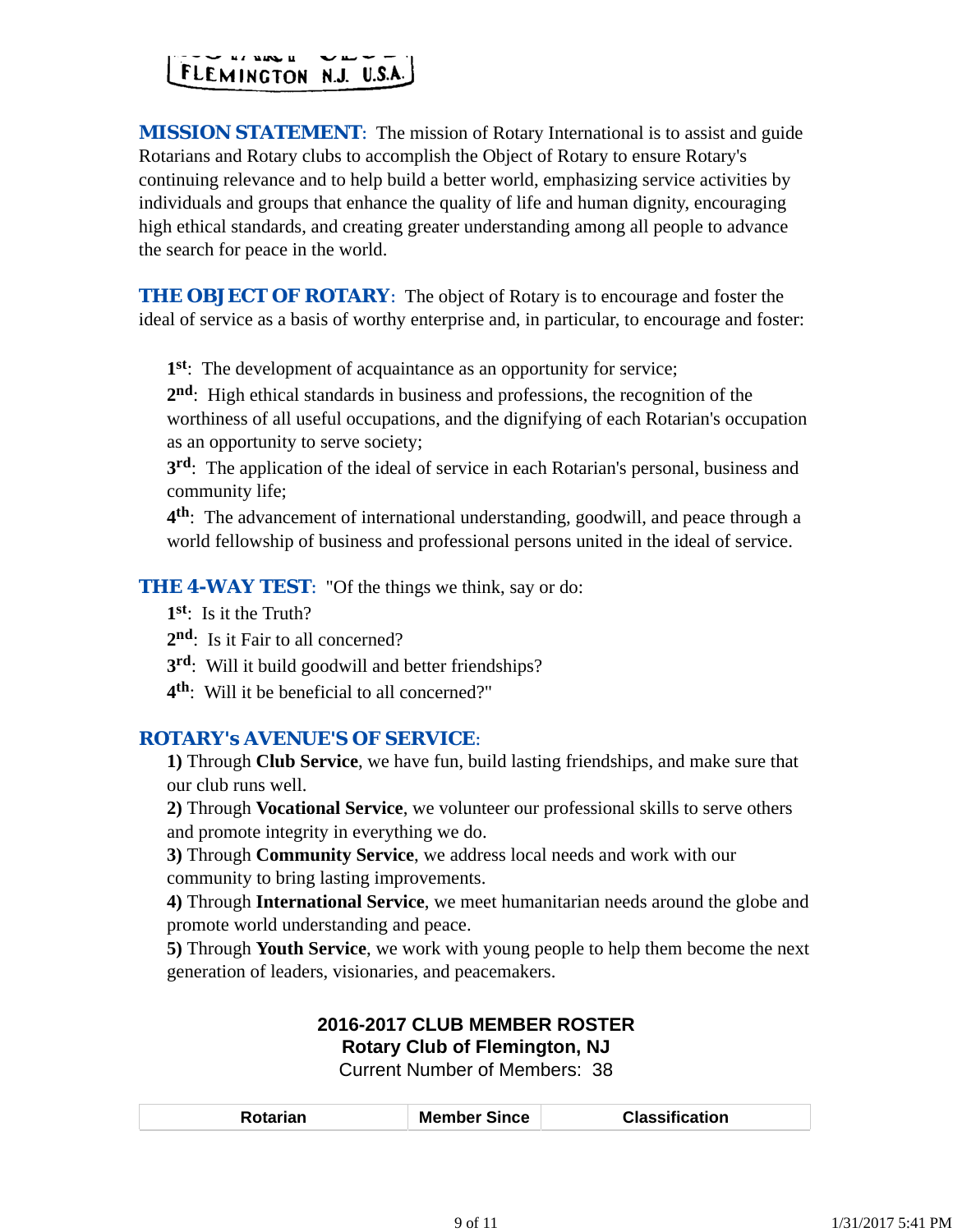FLEMINGTON N.J. U.S.A.

**MISSION STATEMENT**: The mission of Rotary International is to assist and guide Rotarians and Rotary clubs to accomplish the Object of Rotary to ensure Rotary's continuing relevance and to help build a better world, emphasizing service activities by individuals and groups that enhance the quality of life and human dignity, encouraging high ethical standards, and creating greater understanding among all people to advance the search for peace in the world.

**THE OBJECT OF ROTARY**: The object of Rotary is to encourage and foster the ideal of service as a basis of worthy enterprise and, in particular, to encourage and foster:

**1st**: The development of acquaintance as an opportunity for service;
**2nd**: High ethical standards in business and professions, the recognition of the worthiness of all useful occupations, and the dignifying of each Rotarian's occupation as an opportunity to serve society;
**3rd**: The application of the ideal of service in each Rotarian's personal, business and community life;
**4th**: The advancement of international understanding, goodwill, and peace through a world fellowship of business and professional persons united in the ideal of service.

**THE 4-WAY TEST**: "Of the things we think, say or do:
**1st**: Is it the Truth?
**2nd**: Is it Fair to all concerned?
**3rd**: Will it build goodwill and better friendships?
**4th**: Will it be beneficial to all concerned?"

**ROTARY's AVENUE'S OF SERVICE**:
**1)** Through **Club Service**, we have fun, build lasting friendships, and make sure that our club runs well.
**2)** Through **Vocational Service**, we volunteer our professional skills to serve others and promote integrity in everything we do.
**3)** Through **Community Service**, we address local needs and work with our community to bring lasting improvements.
**4)** Through **International Service**, we meet humanitarian needs around the globe and promote world understanding and peace.
**5)** Through **Youth Service**, we work with young people to help them become the next generation of leaders, visionaries, and peacemakers.

**2016-2017 CLUB MEMBER ROSTER**
**Rotary Club of Flemington, NJ**
Current Number of Members: 38

| Rotarian | Member Since | Classification |
|---|---|---|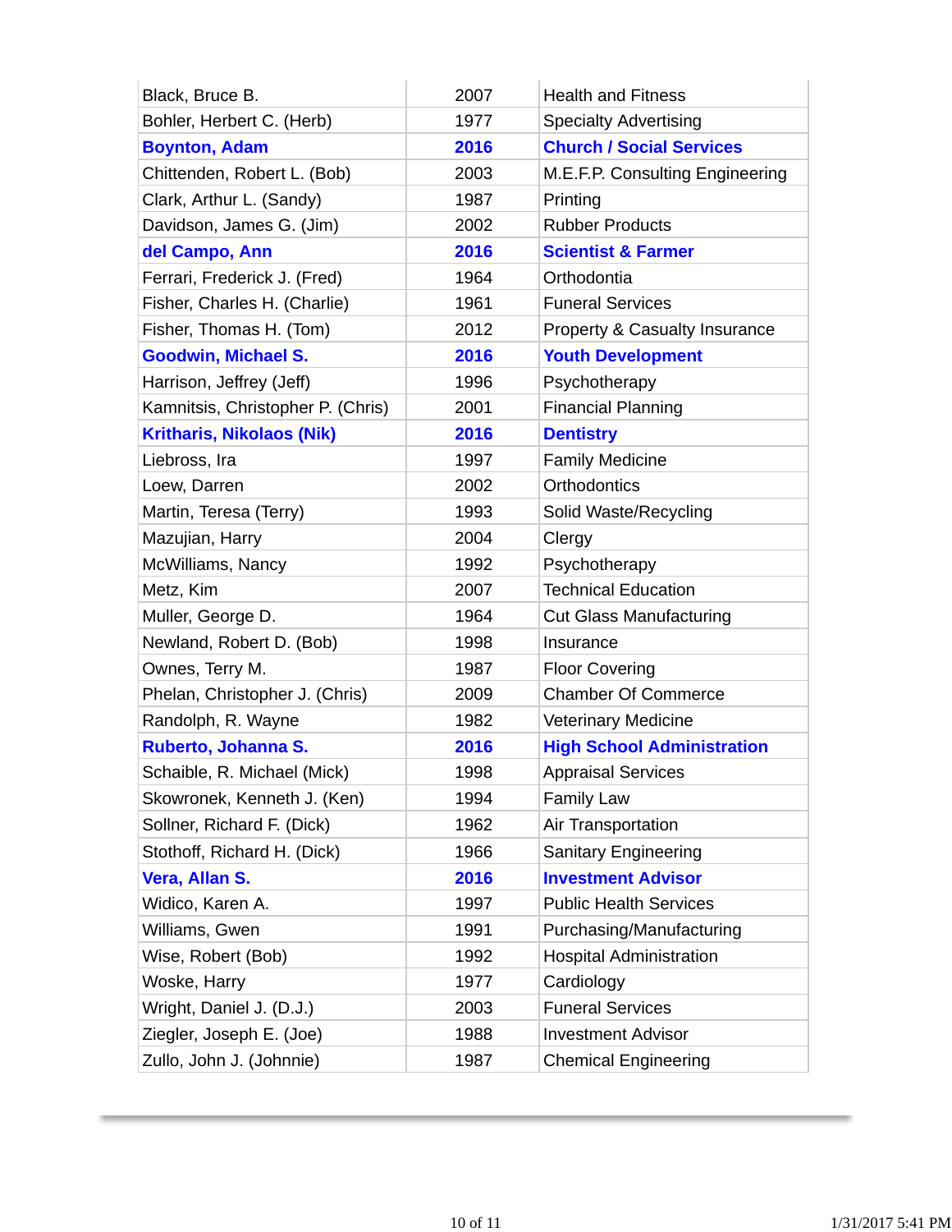| | | |
|---|---|---|
| Black, Bruce B. | 2007 | Health and Fitness |
| Bohler, Herbert C. (Herb) | 1977 | Specialty Advertising |
| **Boynton, Adam** | **2016** | **Church / Social Services** |
| Chittenden, Robert L. (Bob) | 2003 | M.E.F.P. Consulting Engineering |
| Clark, Arthur L. (Sandy) | 1987 | Printing |
| Davidson, James G. (Jim) | 2002 | Rubber Products |
| **del Campo, Ann** | **2016** | **Scientist & Farmer** |
| Ferrari, Frederick J. (Fred) | 1964 | Orthodontia |
| Fisher, Charles H. (Charlie) | 1961 | Funeral Services |
| Fisher, Thomas H. (Tom) | 2012 | Property & Casualty Insurance |
| **Goodwin, Michael S.** | **2016** | **Youth Development** |
| Harrison, Jeffrey (Jeff) | 1996 | Psychotherapy |
| Kamnitsis, Christopher P. (Chris) | 2001 | Financial Planning |
| **Kritharis, Nikolaos (Nik)** | **2016** | **Dentistry** |
| Liebross, Ira | 1997 | Family Medicine |
| Loew, Darren | 2002 | Orthodontics |
| Martin, Teresa (Terry) | 1993 | Solid Waste/Recycling |
| Mazujian, Harry | 2004 | Clergy |
| McWilliams, Nancy | 1992 | Psychotherapy |
| Metz, Kim | 2007 | Technical Education |
| Muller, George D. | 1964 | Cut Glass Manufacturing |
| Newland, Robert D. (Bob) | 1998 | Insurance |
| Ownes, Terry M. | 1987 | Floor Covering |
| Phelan, Christopher J. (Chris) | 2009 | Chamber Of Commerce |
| Randolph, R. Wayne | 1982 | Veterinary Medicine |
| **Ruberto, Johanna S.** | **2016** | **High School Administration** |
| Schaible, R. Michael (Mick) | 1998 | Appraisal Services |
| Skowronek, Kenneth J. (Ken) | 1994 | Family Law |
| Sollner, Richard F. (Dick) | 1962 | Air Transportation |
| Stothoff, Richard H. (Dick) | 1966 | Sanitary Engineering |
| **Vera, Allan S.** | **2016** | **Investment Advisor** |
| Widico, Karen A. | 1997 | Public Health Services |
| Williams, Gwen | 1991 | Purchasing/Manufacturing |
| Wise, Robert (Bob) | 1992 | Hospital Administration |
| Woske, Harry | 1977 | Cardiology |
| Wright, Daniel J. (D.J.) | 2003 | Funeral Services |
| Ziegler, Joseph E. (Joe) | 1988 | Investment Advisor |
| Zullo, John J. (Johnnie) | 1987 | Chemical Engineering |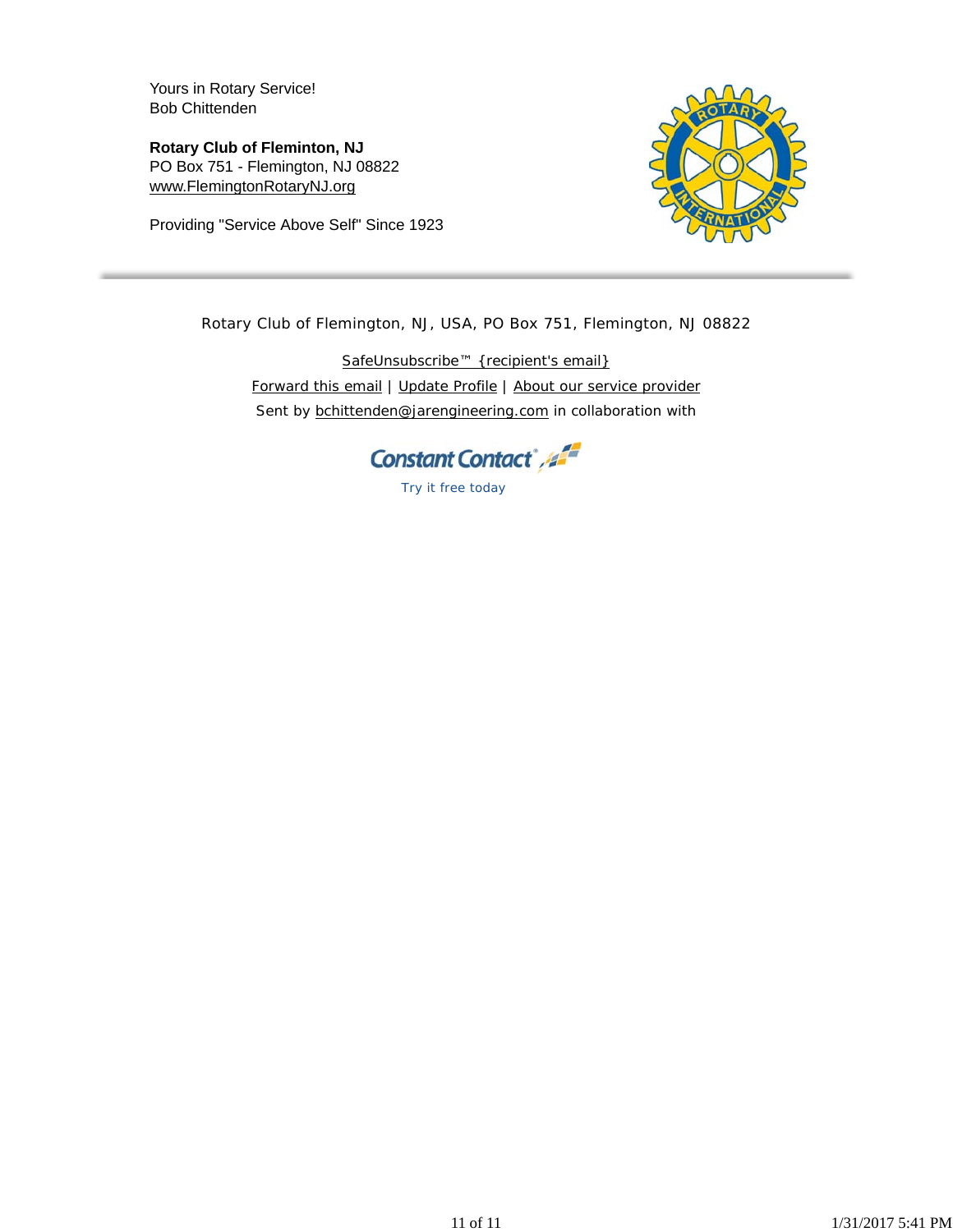Yours in Rotary Service!
Bob Chittenden

**Rotary Club of Fleminton, NJ**
PO Box 751 - Flemington, NJ 08822
www.FlemingtonRotaryNJ.org

Providing "Service Above Self" Since 1923

---

Rotary Club of Flemington, NJ, USA, PO Box 751, Flemington, NJ 08822

SafeUnsubscribe™ {recipient's email}

Forward this email | Update Profile | About our service provider

Sent by bchittenden@jarengineering.com in collaboration with

Constant Contact

Try it free today